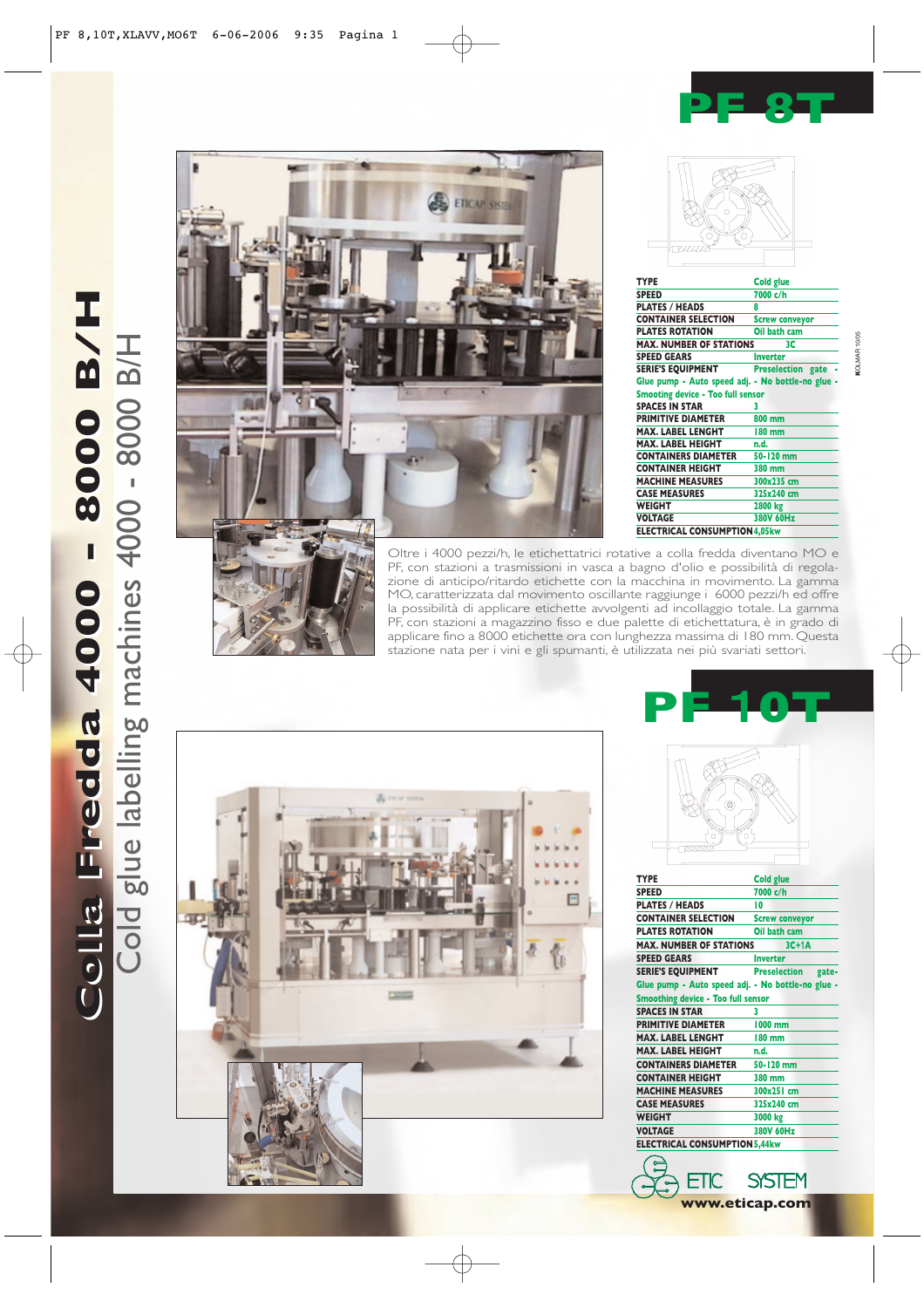# Colla Fredda 4000 - 8000 B/H

## Cold glue labelling machines 4000 - 8000 B/H

## PF 8T

| TYPE | Cold glue |
|---|---|
| SPEED | 7000 c/h |
| PLATES / HEADS | 8 |
| CONTAINER SELECTION | Screw conveyor |
| PLATES ROTATION | Oil bath cam |
| MAX. NUMBER OF STATIONS | 3C |
| SPEED GEARS | Inverter |
| SERIE'S EQUIPMENT | Preselection gate - Glue pump - Auto speed adj. - No bottle-no glue - Smoothing device - Too full sensor |
| SPACES IN STAR | 3 |
| PRIMITIVE DIAMETER | 800 mm |
| MAX. LABEL LENGHT | 180 mm |
| MAX. LABEL HEIGHT | n.d. |
| CONTAINERS DIAMETER | 50-120 mm |
| CONTAINER HEIGHT | 380 mm |
| MACHINE MEASURES | 300x235 cm |
| CASE MEASURES | 325x240 cm |
| WEIGHT | 2800 kg |
| VOLTAGE | 380V 60Hz |
| ELECTRICAL CONSUMPTION | 4,05kw |

Oltre i 4000 pezzi/h, le etichettatrici rotative a colla fredda diventano MO e PF, con stazioni a trasmissioni in vasca a bagno d'olio e possibilità di regolazione di anticipo/ritardo etichette con la macchina in movimento. La gamma MO, caratterizzata dal movimento oscillante raggiunge i 6000 pezzi/h ed offre la possibilità di applicare etichette avvolgenti ad incollaggio totale. La gamma PF, con stazioni a magazzino fisso e due palette di etichettatura, è in grado di applicare fino a 8000 etichette ora con lunghezza massima di 180 mm. Questa stazione nata per i vini e gli spumanti, è utilizzata nei più svariati settori.

## PF 10T

| TYPE | Cold glue |
|---|---|
| SPEED | 7000 c/h |
| PLATES / HEADS | 10 |
| CONTAINER SELECTION | Screw conveyor |
| PLATES ROTATION | Oil bath cam |
| MAX. NUMBER OF STATIONS | 3C+1A |
| SPEED GEARS | Inverter |
| SERIE'S EQUIPMENT | Preselection gate- Glue pump - Auto speed adj. - No bottle-no glue - Smoothing device - Too full sensor |
| SPACES IN STAR | 3 |
| PRIMITIVE DIAMETER | 1000 mm |
| MAX. LABEL LENGHT | 180 mm |
| MAX. LABEL HEIGHT | n.d. |
| CONTAINERS DIAMETER | 50-120 mm |
| CONTAINER HEIGHT | 380 mm |
| MACHINE MEASURES | 300x251 cm |
| CASE MEASURES | 325x240 cm |
| WEIGHT | 3000 kg |
| VOLTAGE | 380V 60Hz |
| ELECTRICAL CONSUMPTION | 5,44kw |

ETIC SYSTEM

www.eticap.com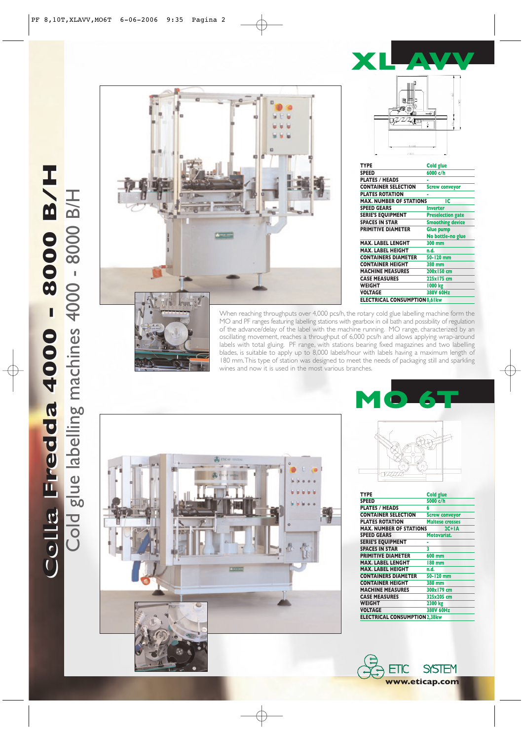# Colla Fredda 4000 - 8000 B/H

## Cold glue labelling machines 4000 - 8000 B/H

## XL AVV

| | |
|---|---|
| TYPE | Cold glue |
| SPEED | 6000 c/h |
| PLATES / HEADS | - |
| CONTAINER SELECTION | Screw conveyor |
| PLATES ROTATION | - |
| MAX. NUMBER OF STATIONS | 1C |
| SPEED GEARS | Inverter |
| SERIE'S EQUIPMENT | Preselection gate |
| SPACES IN STAR | Smoothing device |
| PRIMITIVE DIAMETER | Glue pump<br>No bottle-no glue |
| MAX. LABEL LENGHT | 300 mm |
| MAX. LABEL HEIGHT | n.d. |
| CONTAINERS DIAMETER | 50-120 mm |
| CONTAINER HEIGHT | 380 mm |
| MACHINE MEASURES | 200x150 cm |
| CASE MEASURES | 225x175 cm |
| WEIGHT | 1000 kg |
| VOLTAGE | 380V 60Hz |
| ELECTRICAL CONSUMPTION | 0,61kw |

When reaching throughputs over 4,000 pcs/h, the rotary cold glue labelling machine form the MO and PF ranges featuring labelling stations with gearbox in oil bath and possibility of regulation of the advance/delay of the label with the machine running. MO range, characterized by an oscillating movement, reaches a throughput of 6,000 pcs/h and allows applying wrap-around labels with total gluing. PF range, with stations bearing fixed magazines and two labelling blades, is suitable to apply up to 8,000 labels/hour with labels having a maximum length of 180 mm. This type of station was designed to meet the needs of packaging still and sparkling wines and now it is used in the most various branches.

## MO 6T

| | |
|---|---|
| TYPE | Cold glue |
| SPEED | 5000 c/h |
| PLATES / HEADS | 6 |
| CONTAINER SELECTION | Screw conveyor |
| PLATES ROTATION | Maltese crosses |
| MAX. NUMBER OF STATIONS | 2C+1A |
| SPEED GEARS | Motovariat. |
| SERIE'S EQUIPMENT | - |
| SPACES IN STAR | 3 |
| PRIMITIVE DIAMETER | 600 mm |
| MAX. LABEL LENGHT | 180 mm |
| MAX. LABEL HEIGHT | n.d. |
| CONTAINERS DIAMETER | 50-120 mm |
| CONTAINER HEIGHT | 380 mm |
| MACHINE MEASURES | 300x179 cm |
| CASE MEASURES | 325x205 cm |
| WEIGHT | 2300 kg |
| VOLTAGE | 380V 60Hz |
| ELECTRICAL CONSUMPTION | 2,38kw |

ETIC SYSTEM

www.eticap.com